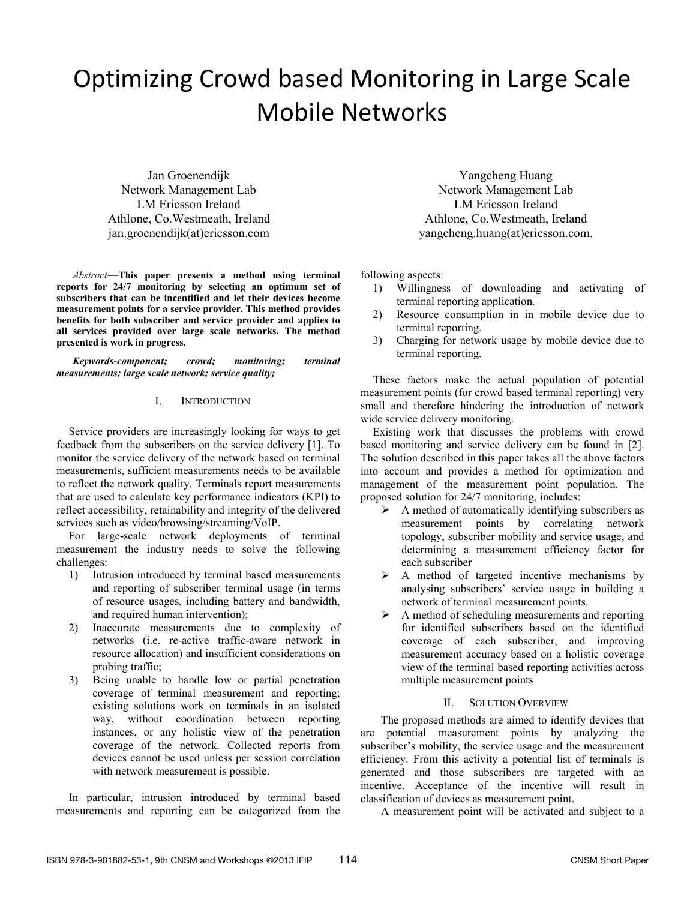# Optimizing Crowd based Monitoring in Large Scale Mobile Networks

Jan Groenendijk
Network Management Lab
LM Ericsson Ireland
Athlone, Co.Westmeath, Ireland
jan.groenendijk(at)ericsson.com

Yangcheng Huang
Network Management Lab
LM Ericsson Ireland
Athlone, Co.Westmeath, Ireland
yangcheng.huang(at)ericsson.com.

*Abstract*—**This paper presents a method using terminal reports for 24/7 monitoring by selecting an optimum set of subscribers that can be incentified and let their devices become measurement points for a service provider. This method provides benefits for both subscriber and service provider and applies to all services provided over large scale networks. The method presented is work in progress.**

***Keywords-component; crowd; monitoring; terminal measurements; large scale network; service quality;***

## I. Introduction

Service providers are increasingly looking for ways to get feedback from the subscribers on the service delivery [1]. To monitor the service delivery of the network based on terminal measurements, sufficient measurements needs to be available to reflect the network quality. Terminals report measurements that are used to calculate key performance indicators (KPI) to reflect accessibility, retainability and integrity of the delivered services such as video/browsing/streaming/VoIP.

For large-scale network deployments of terminal measurement the industry needs to solve the following challenges:

1) Intrusion introduced by terminal based measurements and reporting of subscriber terminal usage (in terms of resource usages, including battery and bandwidth, and required human intervention);
2) Inaccurate measurements due to complexity of networks (i.e. re-active traffic-aware network in resource allocation) and insufficient considerations on probing traffic;
3) Being unable to handle low or partial penetration coverage of terminal measurement and reporting; existing solutions work on terminals in an isolated way, without coordination between reporting instances, or any holistic view of the penetration coverage of the network. Collected reports from devices cannot be used unless per session correlation with network measurement is possible.

In particular, intrusion introduced by terminal based measurements and reporting can be categorized from the following aspects:

1) Willingness of downloading and activating of terminal reporting application.
2) Resource consumption in in mobile device due to terminal reporting.
3) Charging for network usage by mobile device due to terminal reporting.

These factors make the actual population of potential measurement points (for crowd based terminal reporting) very small and therefore hindering the introduction of network wide service delivery monitoring.

Existing work that discusses the problems with crowd based monitoring and service delivery can be found in [2]. The solution described in this paper takes all the above factors into account and provides a method for optimization and management of the measurement point population. The proposed solution for 24/7 monitoring, includes:

- A method of automatically identifying subscribers as measurement points by correlating network topology, subscriber mobility and service usage, and determining a measurement efficiency factor for each subscriber
- A method of targeted incentive mechanisms by analysing subscribers' service usage in building a network of terminal measurement points.
- A method of scheduling measurements and reporting for identified subscribers based on the identified coverage of each subscriber, and improving measurement accuracy based on a holistic coverage view of the terminal based reporting activities across multiple measurement points

## II. Solution Overview

The proposed methods are aimed to identify devices that are potential measurement points by analyzing the subscriber's mobility, the service usage and the measurement efficiency. From this activity a potential list of terminals is generated and those subscribers are targeted with an incentive. Acceptance of the incentive will result in classification of devices as measurement point.

A measurement point will be activated and subject to a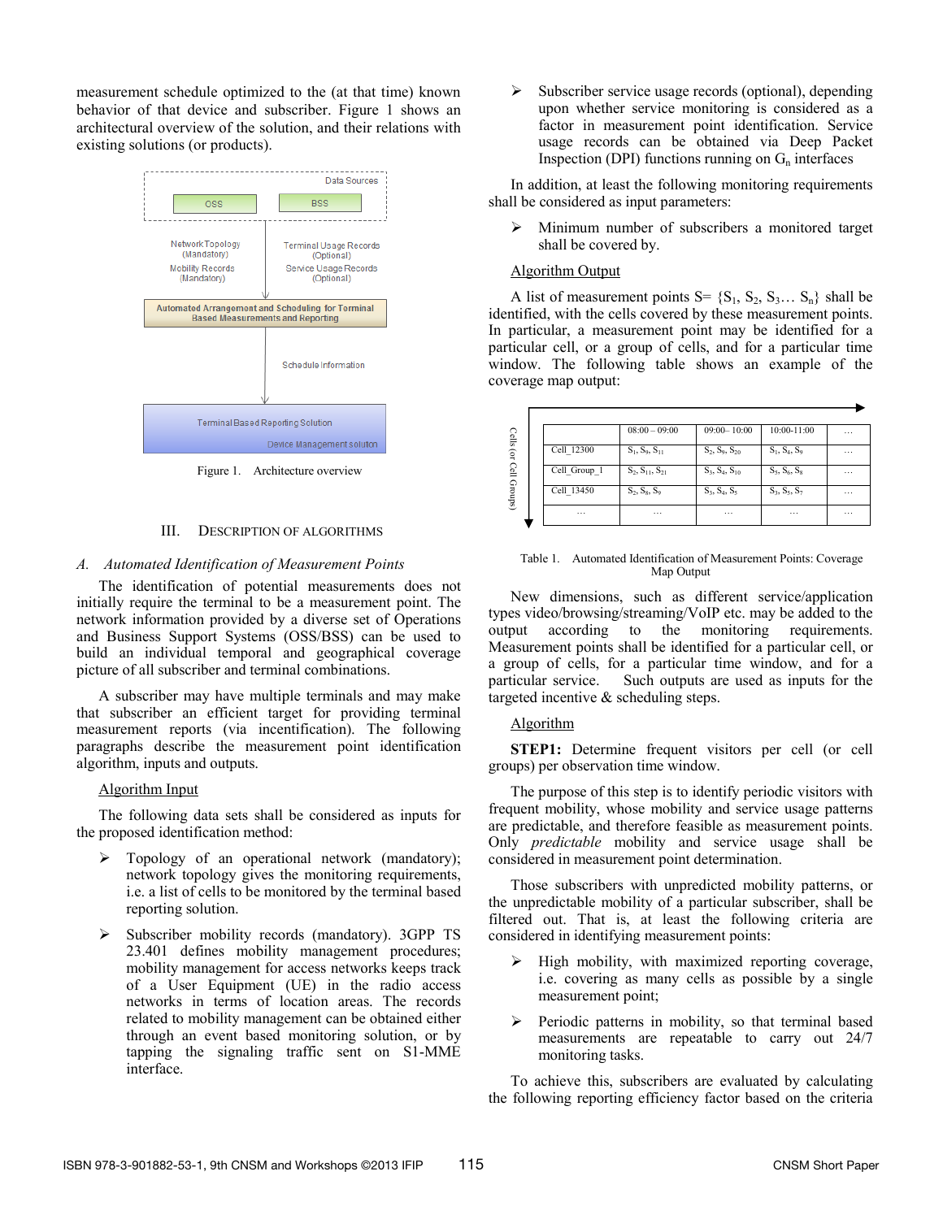measurement schedule optimized to the (at that time) known behavior of that device and subscriber. Figure 1 shows an architectural overview of the solution, and their relations with existing solutions (or products).

Data Sources

OSS

BSS

Network Topology (Mandatory)

Mobility Records (Mandatory)

Terminal Usage Records (Optional)

Service Usage Records (Optional)

Automated Arrangement and Scheduling for Terminal Based Measurements and Reporting

Schedule Information

Terminal Based Reporting Solution

Device Management solution

Figure 1. Architecture overview

## III. DESCRIPTION OF ALGORITHMS

### A. *Automated Identification of Measurement Points*

The identification of potential measurements does not initially require the terminal to be a measurement point. The network information provided by a diverse set of Operations and Business Support Systems (OSS/BSS) can be used to build an individual temporal and geographical coverage picture of all subscriber and terminal combinations.

A subscriber may have multiple terminals and may make that subscriber an efficient target for providing terminal measurement reports (via incentification). The following paragraphs describe the measurement point identification algorithm, inputs and outputs.

Algorithm Input

The following data sets shall be considered as inputs for the proposed identification method:

- Topology of an operational network (mandatory); network topology gives the monitoring requirements, i.e. a list of cells to be monitored by the terminal based reporting solution.
- Subscriber mobility records (mandatory). 3GPP TS 23.401 defines mobility management procedures; mobility management for access networks keeps track of a User Equipment (UE) in the radio access networks in terms of location areas. The records related to mobility management can be obtained either through an event based monitoring solution, or by tapping the signaling traffic sent on S1-MME interface.
- Subscriber service usage records (optional), depending upon whether service monitoring is considered as a factor in measurement point identification. Service usage records can be obtained via Deep Packet Inspection (DPI) functions running on $G_n$ interfaces

In addition, at least the following monitoring requirements shall be considered as input parameters:

- Minimum number of subscribers a monitored target shall be covered by.

Algorithm Output

A list of measurement points S= {$S_1$, $S_2$, $S_3$… $S_n$} shall be identified, with the cells covered by these measurement points. In particular, a measurement point may be identified for a particular cell, or a group of cells, and for a particular time window. The following table shows an example of the coverage map output:

| Cells (or Cell Groups) | 08:00 – 09:00 | 09:00– 10:00 | 10:00-11:00 | … |
|---|---|---|---|---|
| Cell_12300 | $S_1$, $S_9$, $S_{11}$ | $S_2$, $S_9$, $S_{20}$ | $S_1$, $S_4$, $S_9$ | … |
| Cell_Group_1 | $S_2$, $S_{11}$, $S_{21}$ | $S_3$, $S_4$, $S_{10}$ | $S_5$, $S_6$, $S_8$ | … |
| Cell_13450 | $S_2$, $S_8$, $S_9$ | $S_3$, $S_4$, $S_5$ | $S_3$, $S_5$, $S_7$ | … |
| … | … | … | … | … |

Table 1. Automated Identification of Measurement Points: Coverage Map Output

New dimensions, such as different service/application types video/browsing/streaming/VoIP etc. may be added to the output according to the monitoring requirements. Measurement points shall be identified for a particular cell, or a group of cells, for a particular time window, and for a particular service. Such outputs are used as inputs for the targeted incentive & scheduling steps.

Algorithm

**STEP1:** Determine frequent visitors per cell (or cell groups) per observation time window.

The purpose of this step is to identify periodic visitors with frequent mobility, whose mobility and service usage patterns are predictable, and therefore feasible as measurement points. Only *predictable* mobility and service usage shall be considered in measurement point determination.

Those subscribers with unpredicted mobility patterns, or the unpredictable mobility of a particular subscriber, shall be filtered out. That is, at least the following criteria are considered in identifying measurement points:

- High mobility, with maximized reporting coverage, i.e. covering as many cells as possible by a single measurement point;
- Periodic patterns in mobility, so that terminal based measurements are repeatable to carry out 24/7 monitoring tasks.

To achieve this, subscribers are evaluated by calculating the following reporting efficiency factor based on the criteria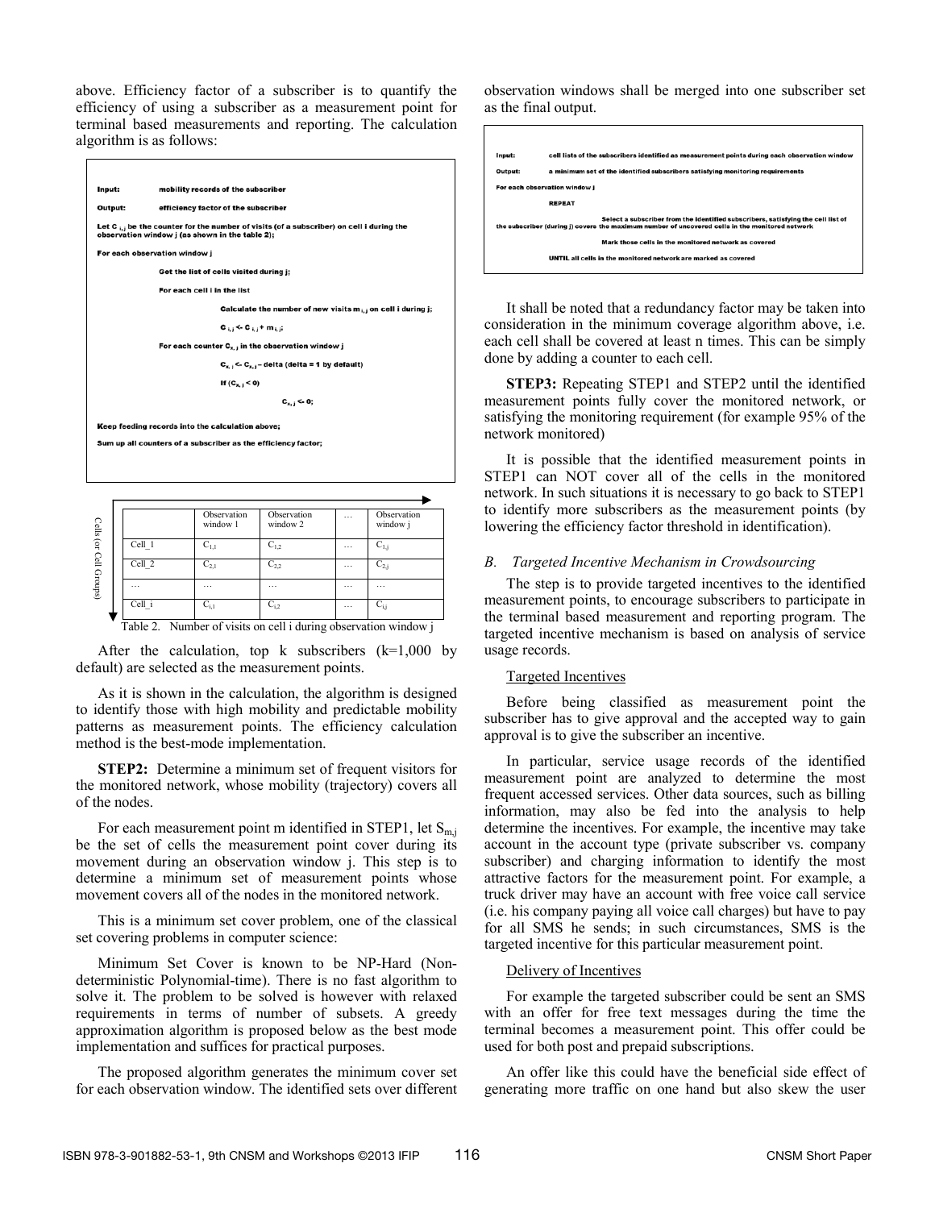above. Efficiency factor of a subscriber is to quantify the efficiency of using a subscriber as a measurement point for terminal based measurements and reporting. The calculation algorithm is as follows:

```
Input:      mobility records of the subscriber
Output:     efficiency factor of the subscriber
Let C i,j be the counter for the number of visits (of a subscriber) on cell i during the
observation window j (as shown in the table 2);
For each observation window j
        Get the list of cells visited during j;
        For each cell i in the list
                Calculate the number of new visits m i,j on cell i during j;
                C i,j <- C i,j + m i,j;
        For each counter C x,j in the observation window j
                C x,j <- C x,j - delta (delta = 1 by default)
                If (C x,j < 0)
                        C x,j <- 0;
Keep feeding records into the calculation above;
Sum up all counters of a subscriber as the efficiency factor;
```

| Cells (or Cell Groups) | Observation window 1 | Observation window 2 | … | Observation window j |
|---|---|---|---|---|
| Cell_1 | $C_{1,1}$ | $C_{1,2}$ | … | $C_{1,j}$ |
| Cell_2 | $C_{2,1}$ | $C_{2,2}$ | … | $C_{2,j}$ |
| … | … | … | … | … |
| Cell_i | $C_{i,1}$ | $C_{i,2}$ | … | $C_{i,j}$ |

Table 2. Number of visits on cell i during observation window j

After the calculation, top k subscribers (k=1,000 by default) are selected as the measurement points.

As it is shown in the calculation, the algorithm is designed to identify those with high mobility and predictable mobility patterns as measurement points. The efficiency calculation method is the best-mode implementation.

**STEP2:** Determine a minimum set of frequent visitors for the monitored network, whose mobility (trajectory) covers all of the nodes.

For each measurement point m identified in STEP1, let $S_{m,j}$ be the set of cells the measurement point cover during its movement during an observation window j. This step is to determine a minimum set of measurement points whose movement covers all of the nodes in the monitored network.

This is a minimum set cover problem, one of the classical set covering problems in computer science:

Minimum Set Cover is known to be NP-Hard (Non-deterministic Polynomial-time). There is no fast algorithm to solve it. The problem to be solved is however with relaxed requirements in terms of number of subsets. A greedy approximation algorithm is proposed below as the best mode implementation and suffices for practical purposes.

The proposed algorithm generates the minimum cover set for each observation window. The identified sets over different observation windows shall be merged into one subscriber set as the final output.

```
Input:      cell lists of the subscribers identified as measurement points during each observation window
Output:     a minimum set of the identified subscribers satisfying monitoring requirements
For each observation window j
        REPEAT
                Select a subscriber from the identified subscribers, satisfying the cell list of
the subscriber (during j) covers the maximum number of uncovered cells in the monitored network
                Mark those cells in the monitored network as covered
        UNTIL all cells in the monitored network are marked as covered
```

It shall be noted that a redundancy factor may be taken into consideration in the minimum coverage algorithm above, i.e. each cell shall be covered at least n times. This can be simply done by adding a counter to each cell.

**STEP3:** Repeating STEP1 and STEP2 until the identified measurement points fully cover the monitored network, or satisfying the monitoring requirement (for example 95% of the network monitored)

It is possible that the identified measurement points in STEP1 can NOT cover all of the cells in the monitored network. In such situations it is necessary to go back to STEP1 to identify more subscribers as the measurement points (by lowering the efficiency factor threshold in identification).

### *B. Targeted Incentive Mechanism in Crowdsourcing*

The step is to provide targeted incentives to the identified measurement points, to encourage subscribers to participate in the terminal based measurement and reporting program. The targeted incentive mechanism is based on analysis of service usage records.

Targeted Incentives

Before being classified as measurement point the subscriber has to give approval and the accepted way to gain approval is to give the subscriber an incentive.

In particular, service usage records of the identified measurement point are analyzed to determine the most frequent accessed services. Other data sources, such as billing information, may also be fed into the analysis to help determine the incentives. For example, the incentive may take account in the account type (private subscriber vs. company subscriber) and charging information to identify the most attractive factors for the measurement point. For example, a truck driver may have an account with free voice call service (i.e. his company paying all voice call charges) but have to pay for all SMS he sends; in such circumstances, SMS is the targeted incentive for this particular measurement point.

Delivery of Incentives

For example the targeted subscriber could be sent an SMS with an offer for free text messages during the time the terminal becomes a measurement point. This offer could be used for both post and prepaid subscriptions.

An offer like this could have the beneficial side effect of generating more traffic on one hand but also skew the user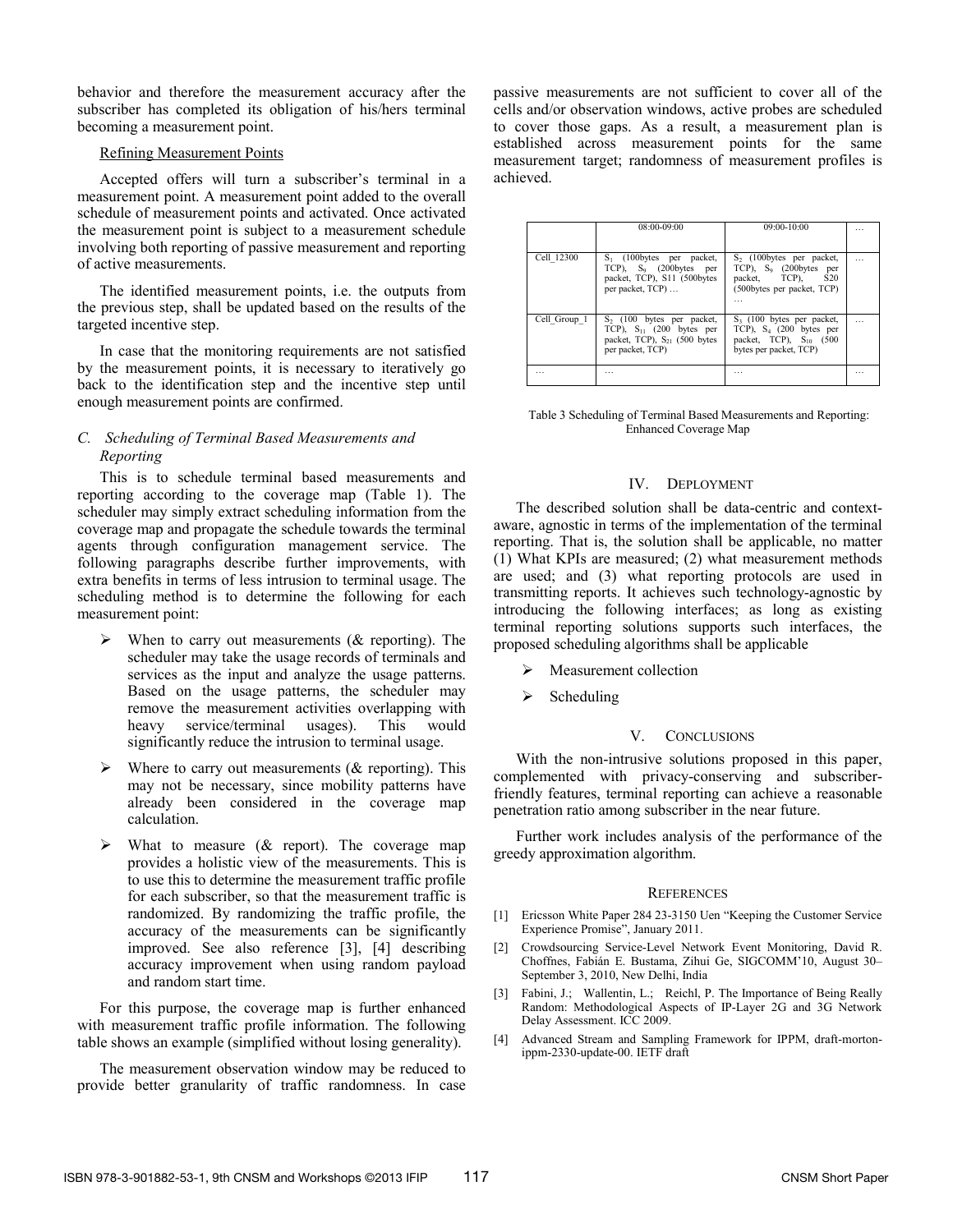behavior and therefore the measurement accuracy after the subscriber has completed its obligation of his/hers terminal becoming a measurement point.

Refining Measurement Points

Accepted offers will turn a subscriber's terminal in a measurement point. A measurement point added to the overall schedule of measurement points and activated. Once activated the measurement point is subject to a measurement schedule involving both reporting of passive measurement and reporting of active measurements.

The identified measurement points, i.e. the outputs from the previous step, shall be updated based on the results of the targeted incentive step.

In case that the monitoring requirements are not satisfied by the measurement points, it is necessary to iteratively go back to the identification step and the incentive step until enough measurement points are confirmed.

### *C. Scheduling of Terminal Based Measurements and Reporting*

This is to schedule terminal based measurements and reporting according to the coverage map (Table 1). The scheduler may simply extract scheduling information from the coverage map and propagate the schedule towards the terminal agents through configuration management service. The following paragraphs describe further improvements, with extra benefits in terms of less intrusion to terminal usage. The scheduling method is to determine the following for each measurement point:

- When to carry out measurements (& reporting). The scheduler may take the usage records of terminals and services as the input and analyze the usage patterns. Based on the usage patterns, the scheduler may remove the measurement activities overlapping with heavy service/terminal usages). This would significantly reduce the intrusion to terminal usage.
- Where to carry out measurements (& reporting). This may not be necessary, since mobility patterns have already been considered in the coverage map calculation.
- What to measure (& report). The coverage map provides a holistic view of the measurements. This is to use this to determine the measurement traffic profile for each subscriber, so that the measurement traffic is randomized. By randomizing the traffic profile, the accuracy of the measurements can be significantly improved. See also reference [3], [4] describing accuracy improvement when using random payload and random start time.

For this purpose, the coverage map is further enhanced with measurement traffic profile information. The following table shows an example (simplified without losing generality).

The measurement observation window may be reduced to provide better granularity of traffic randomness. In case passive measurements are not sufficient to cover all of the cells and/or observation windows, active probes are scheduled to cover those gaps. As a result, a measurement plan is established across measurement points for the same measurement target; randomness of measurement profiles is achieved.

| | 08:00-09:00 | 09:00-10:00 | … |
|---|---|---|---|
| Cell_12300 | $S_1$ (100bytes per packet, TCP), $S_9$ (200bytes per packet, TCP), S11 (500bytes per packet, TCP) … | $S_2$ (100bytes per packet, TCP), $S_9$ (200bytes per packet, TCP), S20 (500bytes per packet, TCP) … | … |
| Cell_Group_1 | $S_2$ (100 bytes per packet, TCP), $S_{11}$ (200 bytes per packet, TCP), $S_{21}$ (500 bytes per packet, TCP) | $S_3$ (100 bytes per packet, TCP), $S_4$ (200 bytes per packet, TCP), $S_{10}$ (500 bytes per packet, TCP) | … |
| … | … | … | … |

Table 3 Scheduling of Terminal Based Measurements and Reporting: Enhanced Coverage Map

## IV. Deployment

The described solution shall be data-centric and context-aware, agnostic in terms of the implementation of the terminal reporting. That is, the solution shall be applicable, no matter (1) What KPIs are measured; (2) what measurement methods are used; and (3) what reporting protocols are used in transmitting reports. It achieves such technology-agnostic by introducing the following interfaces; as long as existing terminal reporting solutions supports such interfaces, the proposed scheduling algorithms shall be applicable

- Measurement collection
- Scheduling

## V. Conclusions

With the non-intrusive solutions proposed in this paper, complemented with privacy-conserving and subscriber-friendly features, terminal reporting can achieve a reasonable penetration ratio among subscriber in the near future.

Further work includes analysis of the performance of the greedy approximation algorithm.

## References

[1] Ericsson White Paper 284 23-3150 Uen "Keeping the Customer Service Experience Promise", January 2011.

[2] Crowdsourcing Service-Level Network Event Monitoring, David R. Choffnes, Fabián E. Bustama, Zihui Ge, SIGCOMM'10, August 30– September 3, 2010, New Delhi, India

[3] Fabini, J.; Wallentin, L.; Reichl, P. The Importance of Being Really Random: Methodological Aspects of IP-Layer 2G and 3G Network Delay Assessment. ICC 2009.

[4] Advanced Stream and Sampling Framework for IPPM, draft-morton-ippm-2330-update-00. IETF draft